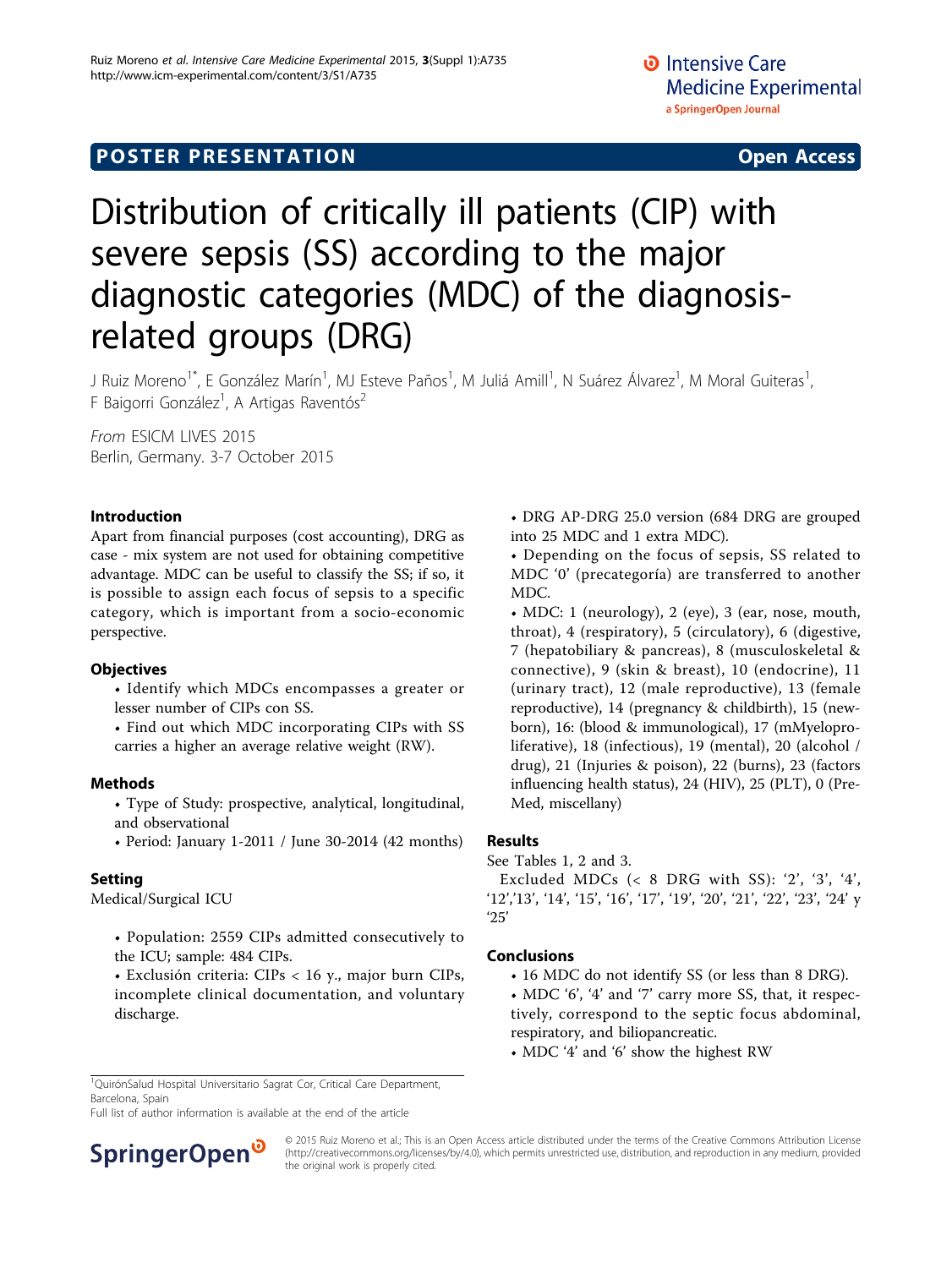POSTER PRESENTATION

Open Access

# Distribution of critically ill patients (CIP) with severe sepsis (SS) according to the major diagnostic categories (MDC) of the diagnosis-related groups (DRG)

J Ruiz Moreno[1*], E González Marín[1], MJ Esteve Paños[1], M Juliá Amill[1], N Suárez Álvarez[1], M Moral Guiteras[1], F Baigorri González[1], A Artigas Raventós[2]

*From* ESICM LIVES 2015
Berlin, Germany. 3-7 October 2015

## Introduction

Apart from financial purposes (cost accounting), DRG as case - mix system are not used for obtaining competitive advantage. MDC can be useful to classify the SS; if so, it is possible to assign each focus of sepsis to a specific category, which is important from a socio-economic perspective.

## Objectives

- Identify which MDCs encompasses a greater or lesser number of CIPs con SS.
- Find out which MDC incorporating CIPs with SS carries a higher an average relative weight (RW).

## Methods

- Type of Study: prospective, analytical, longitudinal, and observational
- Period: January 1-2011 / June 30-2014 (42 months)

## Setting

Medical/Surgical ICU

- Population: 2559 CIPs admitted consecutively to the ICU; sample: 484 CIPs.
- Exclusión criteria: CIPs < 16 y., major burn CIPs, incomplete clinical documentation, and voluntary discharge.
- DRG AP-DRG 25.0 version (684 DRG are grouped into 25 MDC and 1 extra MDC).
- Depending on the focus of sepsis, SS related to MDC '0' (precategoría) are transferred to another MDC.
- MDC: 1 (neurology), 2 (eye), 3 (ear, nose, mouth, throat), 4 (respiratory), 5 (circulatory), 6 (digestive, 7 (hepatobiliary & pancreas), 8 (musculoskeletal & connective), 9 (skin & breast), 10 (endocrine), 11 (urinary tract), 12 (male reproductive), 13 (female reproductive), 14 (pregnancy & childbirth), 15 (newborn), 16: (blood & immunological), 17 (mMyeloproliferative), 18 (infectious), 19 (mental), 20 (alcohol / drug), 21 (Injuries & poison), 22 (burns), 23 (factors influencing health status), 24 (HIV), 25 (PLT), 0 (Pre-Med, miscellany)

## Results

See Tables 1, 2 and 3.

Excluded MDCs (< 8 DRG with SS): '2', '3', '4', '12','13', '14', '15', '16', '17', '19', '20', '21', '22', '23', '24' y '25'

## Conclusions

- 16 MDC do not identify SS (or less than 8 DRG).
- MDC '6', '4' and '7' carry more SS, that, it respectively, correspond to the septic focus abdominal, respiratory, and biliopancreatic.
- MDC '4' and '6' show the highest RW

[1]QuirónSalud Hospital Universitario Sagrat Cor, Critical Care Department, Barcelona, Spain
Full list of author information is available at the end of the article

© 2015 Ruiz Moreno et al.; This is an Open Access article distributed under the terms of the Creative Commons Attribution License (http://creativecommons.org/licenses/by/4.0), which permits unrestricted use, distribution, and reproduction in any medium, provided the original work is properly cited.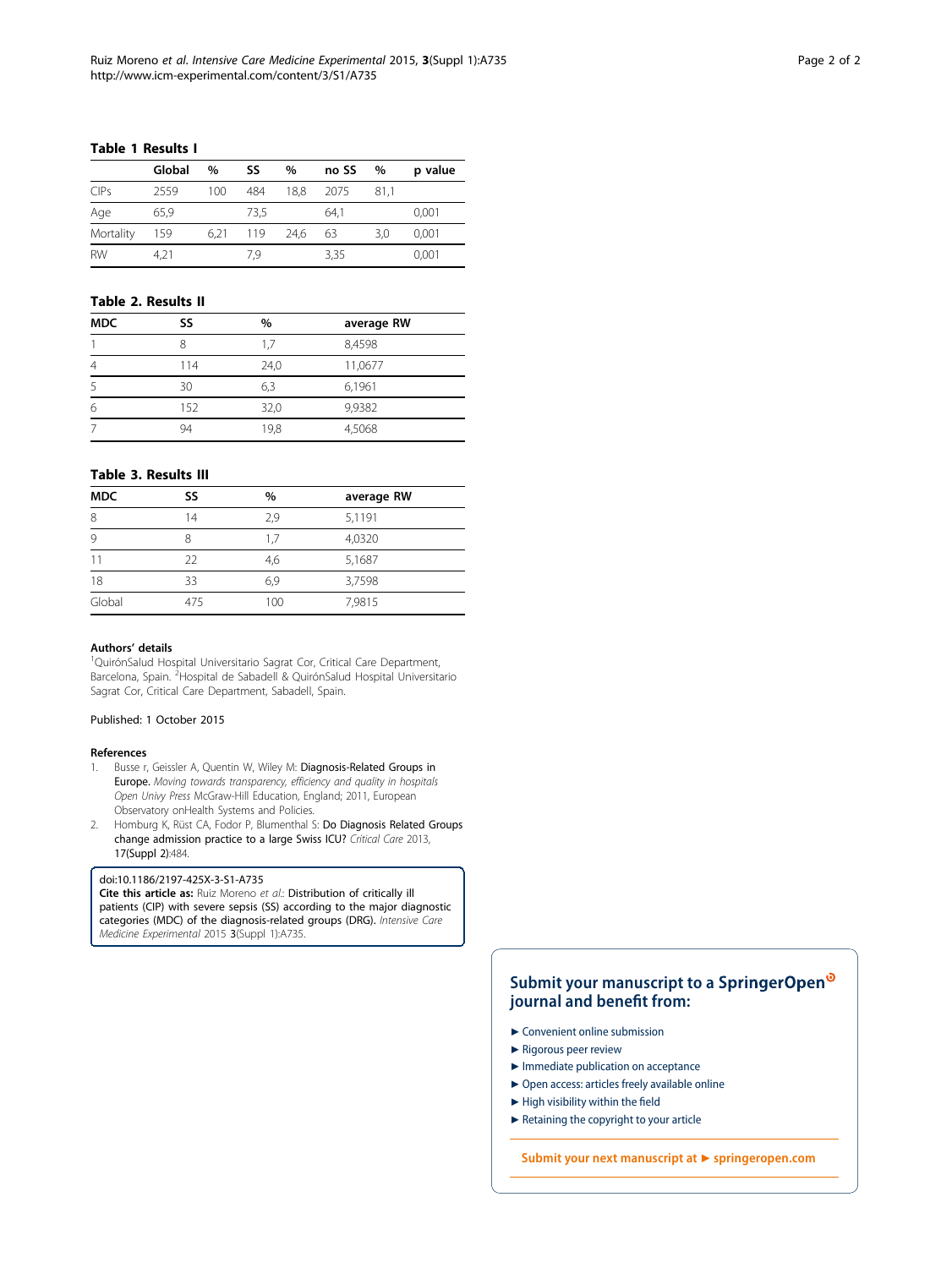**Table 1 Results I**

| | Global | % | SS | % | no SS | % | p value |
|---|---|---|---|---|---|---|---|
| CIPs | 2559 | 100 | 484 | 18,8 | 2075 | 81,1 | |
| Age | 65,9 | | 73,5 | | 64,1 | | 0,001 |
| Mortality | 159 | 6,21 | 119 | 24,6 | 63 | 3,0 | 0,001 |
| RW | 4,21 | | 7,9 | | 3,35 | | 0,001 |

**Table 2. Results II**

| MDC | SS | % | average RW |
|---|---|---|---|
| 1 | 8 | 1,7 | 8,4598 |
| 4 | 114 | 24,0 | 11,0677 |
| 5 | 30 | 6,3 | 6,1961 |
| 6 | 152 | 32,0 | 9,9382 |
| 7 | 94 | 19,8 | 4,5068 |

**Table 3. Results III**

| MDC | SS | % | average RW |
|---|---|---|---|
| 8 | 14 | 2,9 | 5,1191 |
| 9 | 8 | 1,7 | 4,0320 |
| 11 | 22 | 4,6 | 5,1687 |
| 18 | 33 | 6,9 | 3,7598 |
| Global | 475 | 100 | 7,9815 |

**Authors' details**

[1]QuirónSalud Hospital Universitario Sagrat Cor, Critical Care Department, Barcelona, Spain. [2]Hospital de Sabadell & QuirónSalud Hospital Universitario Sagrat Cor, Critical Care Department, Sabadell, Spain.

Published: 1 October 2015

**References**

1. Busse r, Geissler A, Quentin W, Wiley M: **Diagnosis-Related Groups in Europe.** *Moving towards transparency, efficiency and quality in hospitals Open Univy Press* McGraw-Hill Education, England; 2011, European Observatory onHealth Systems and Policies.
2. Homburg K, Rüst CA, Fodor P, Blumenthal S: **Do Diagnosis Related Groups change admission practice to a large Swiss ICU?** *Critical Care* 2013, **17**(Suppl 2):484.

doi:10.1186/2197-425X-3-S1-A735
**Cite this article as:** Ruiz Moreno *et al.*: Distribution of critically ill patients (CIP) with severe sepsis (SS) according to the major diagnostic categories (MDC) of the diagnosis-related groups (DRG). *Intensive Care Medicine Experimental* 2015 **3**(Suppl 1):A735.

**Submit your manuscript to a SpringerOpen journal and benefit from:**

- Convenient online submission
- Rigorous peer review
- Immediate publication on acceptance
- Open access: articles freely available online
- High visibility within the field
- Retaining the copyright to your article

**Submit your next manuscript at ▶ springeropen.com**